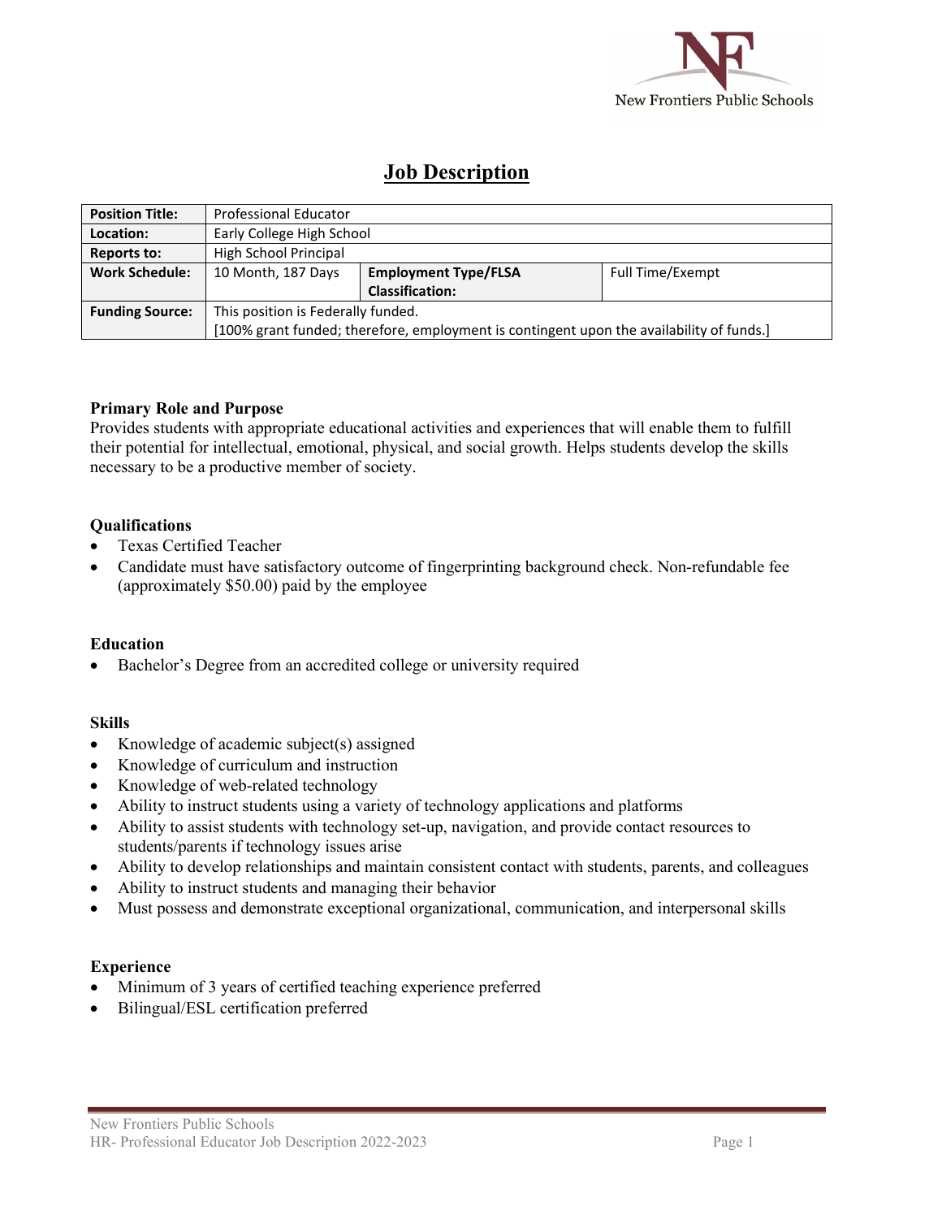New Frontiers Public Schools

# Job Description

| Position Title: | Professional Educator | | |
|---|---|---|---|
| Location: | Early College High School | | |
| Reports to: | High School Principal | | |
| Work Schedule: | 10 Month, 187 Days | Employment Type/FLSA Classification: | Full Time/Exempt |
| Funding Source: | This position is Federally funded. [100% grant funded; therefore, employment is contingent upon the availability of funds.] | | |

### Primary Role and Purpose

Provides students with appropriate educational activities and experiences that will enable them to fulfill their potential for intellectual, emotional, physical, and social growth. Helps students develop the skills necessary to be a productive member of society.

### Qualifications

- Texas Certified Teacher
- Candidate must have satisfactory outcome of fingerprinting background check. Non-refundable fee (approximately $50.00) paid by the employee

### Education

- Bachelor's Degree from an accredited college or university required

### Skills

- Knowledge of academic subject(s) assigned
- Knowledge of curriculum and instruction
- Knowledge of web-related technology
- Ability to instruct students using a variety of technology applications and platforms
- Ability to assist students with technology set-up, navigation, and provide contact resources to students/parents if technology issues arise
- Ability to develop relationships and maintain consistent contact with students, parents, and colleagues
- Ability to instruct students and managing their behavior
- Must possess and demonstrate exceptional organizational, communication, and interpersonal skills

### Experience

- Minimum of 3 years of certified teaching experience preferred
- Bilingual/ESL certification preferred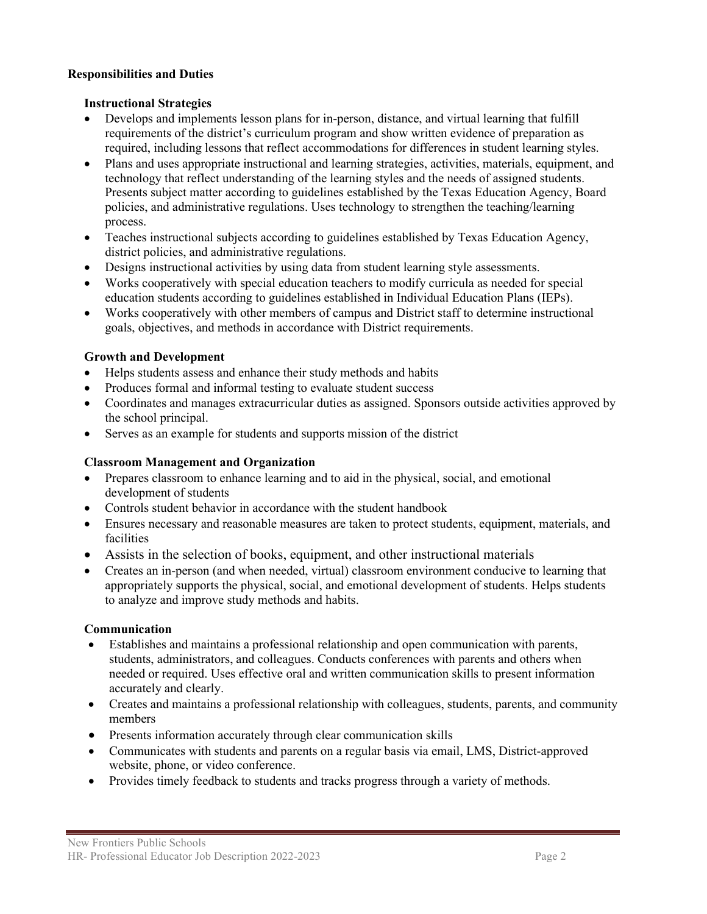**Responsibilities and Duties**

### Instructional Strategies

- Develops and implements lesson plans for in-person, distance, and virtual learning that fulfill requirements of the district's curriculum program and show written evidence of preparation as required, including lessons that reflect accommodations for differences in student learning styles.
- Plans and uses appropriate instructional and learning strategies, activities, materials, equipment, and technology that reflect understanding of the learning styles and the needs of assigned students. Presents subject matter according to guidelines established by the Texas Education Agency, Board policies, and administrative regulations. Uses technology to strengthen the teaching/learning process.
- Teaches instructional subjects according to guidelines established by Texas Education Agency, district policies, and administrative regulations.
- Designs instructional activities by using data from student learning style assessments.
- Works cooperatively with special education teachers to modify curricula as needed for special education students according to guidelines established in Individual Education Plans (IEPs).
- Works cooperatively with other members of campus and District staff to determine instructional goals, objectives, and methods in accordance with District requirements.

### Growth and Development

- Helps students assess and enhance their study methods and habits
- Produces formal and informal testing to evaluate student success
- Coordinates and manages extracurricular duties as assigned. Sponsors outside activities approved by the school principal.
- Serves as an example for students and supports mission of the district

### Classroom Management and Organization

- Prepares classroom to enhance learning and to aid in the physical, social, and emotional development of students
- Controls student behavior in accordance with the student handbook
- Ensures necessary and reasonable measures are taken to protect students, equipment, materials, and facilities
- Assists in the selection of books, equipment, and other instructional materials
- Creates an in-person (and when needed, virtual) classroom environment conducive to learning that appropriately supports the physical, social, and emotional development of students. Helps students to analyze and improve study methods and habits.

### Communication

- Establishes and maintains a professional relationship and open communication with parents, students, administrators, and colleagues. Conducts conferences with parents and others when needed or required. Uses effective oral and written communication skills to present information accurately and clearly.
- Creates and maintains a professional relationship with colleagues, students, parents, and community members
- Presents information accurately through clear communication skills
- Communicates with students and parents on a regular basis via email, LMS, District-approved website, phone, or video conference.
- Provides timely feedback to students and tracks progress through a variety of methods.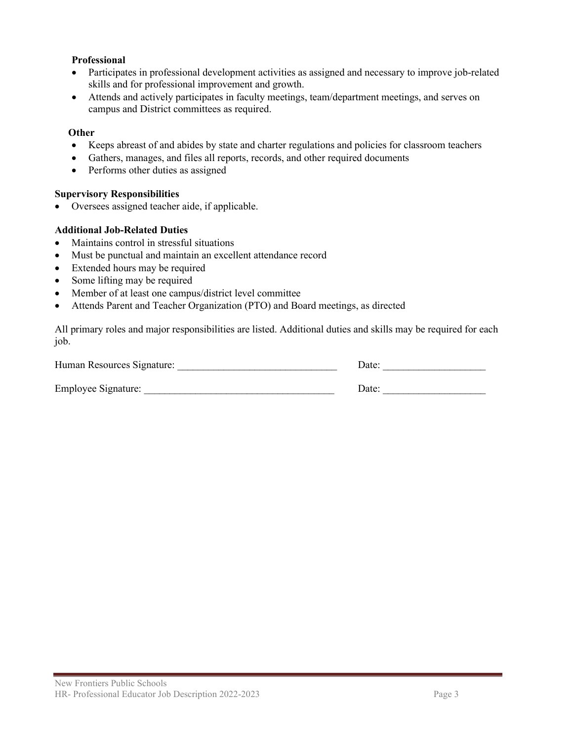**Professional**

- Participates in professional development activities as assigned and necessary to improve job-related skills and for professional improvement and growth.
- Attends and actively participates in faculty meetings, team/department meetings, and serves on campus and District committees as required.

**Other**

- Keeps abreast of and abides by state and charter regulations and policies for classroom teachers
- Gathers, manages, and files all reports, records, and other required documents
- Performs other duties as assigned

**Supervisory Responsibilities**

- Oversees assigned teacher aide, if applicable.

**Additional Job-Related Duties**

- Maintains control in stressful situations
- Must be punctual and maintain an excellent attendance record
- Extended hours may be required
- Some lifting may be required
- Member of at least one campus/district level committee
- Attends Parent and Teacher Organization (PTO) and Board meetings, as directed

All primary roles and major responsibilities are listed. Additional duties and skills may be required for each job.

Human Resources Signature: _______________________________ Date: ____________________

Employee Signature: _____________________________________ Date: ____________________